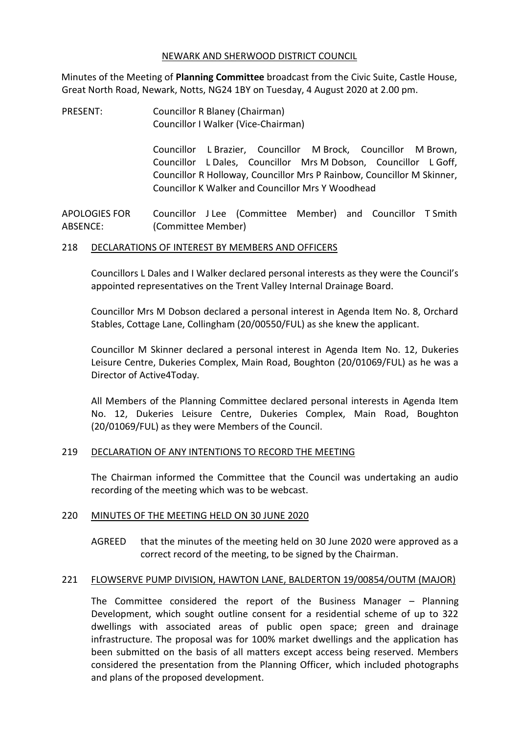NEWARK AND SHERWOOD DISTRICT COUNCIL

Minutes of the Meeting of **Planning Committee** broadcast from the Civic Suite, Castle House, Great North Road, Newark, Notts, NG24 1BY on Tuesday, 4 August 2020 at 2.00 pm.

PRESENT: Councillor R Blaney (Chairman)
Councillor I Walker (Vice-Chairman)

Councillor L Brazier, Councillor M Brock, Councillor M Brown, Councillor L Dales, Councillor Mrs M Dobson, Councillor L Goff, Councillor R Holloway, Councillor Mrs P Rainbow, Councillor M Skinner, Councillor K Walker and Councillor Mrs Y Woodhead

APOLOGIES FOR ABSENCE: Councillor J Lee (Committee Member) and Councillor T Smith (Committee Member)

## 218 DECLARATIONS OF INTEREST BY MEMBERS AND OFFICERS

Councillors L Dales and I Walker declared personal interests as they were the Council's appointed representatives on the Trent Valley Internal Drainage Board.

Councillor Mrs M Dobson declared a personal interest in Agenda Item No. 8, Orchard Stables, Cottage Lane, Collingham (20/00550/FUL) as she knew the applicant.

Councillor M Skinner declared a personal interest in Agenda Item No. 12, Dukeries Leisure Centre, Dukeries Complex, Main Road, Boughton (20/01069/FUL) as he was a Director of Active4Today.

All Members of the Planning Committee declared personal interests in Agenda Item No. 12, Dukeries Leisure Centre, Dukeries Complex, Main Road, Boughton (20/01069/FUL) as they were Members of the Council.

## 219 DECLARATION OF ANY INTENTIONS TO RECORD THE MEETING

The Chairman informed the Committee that the Council was undertaking an audio recording of the meeting which was to be webcast.

## 220 MINUTES OF THE MEETING HELD ON 30 JUNE 2020

AGREED that the minutes of the meeting held on 30 June 2020 were approved as a correct record of the meeting, to be signed by the Chairman.

## 221 FLOWSERVE PUMP DIVISION, HAWTON LANE, BALDERTON 19/00854/OUTM (MAJOR)

The Committee considered the report of the Business Manager – Planning Development, which sought outline consent for a residential scheme of up to 322 dwellings with associated areas of public open space; green and drainage infrastructure. The proposal was for 100% market dwellings and the application has been submitted on the basis of all matters except access being reserved. Members considered the presentation from the Planning Officer, which included photographs and plans of the proposed development.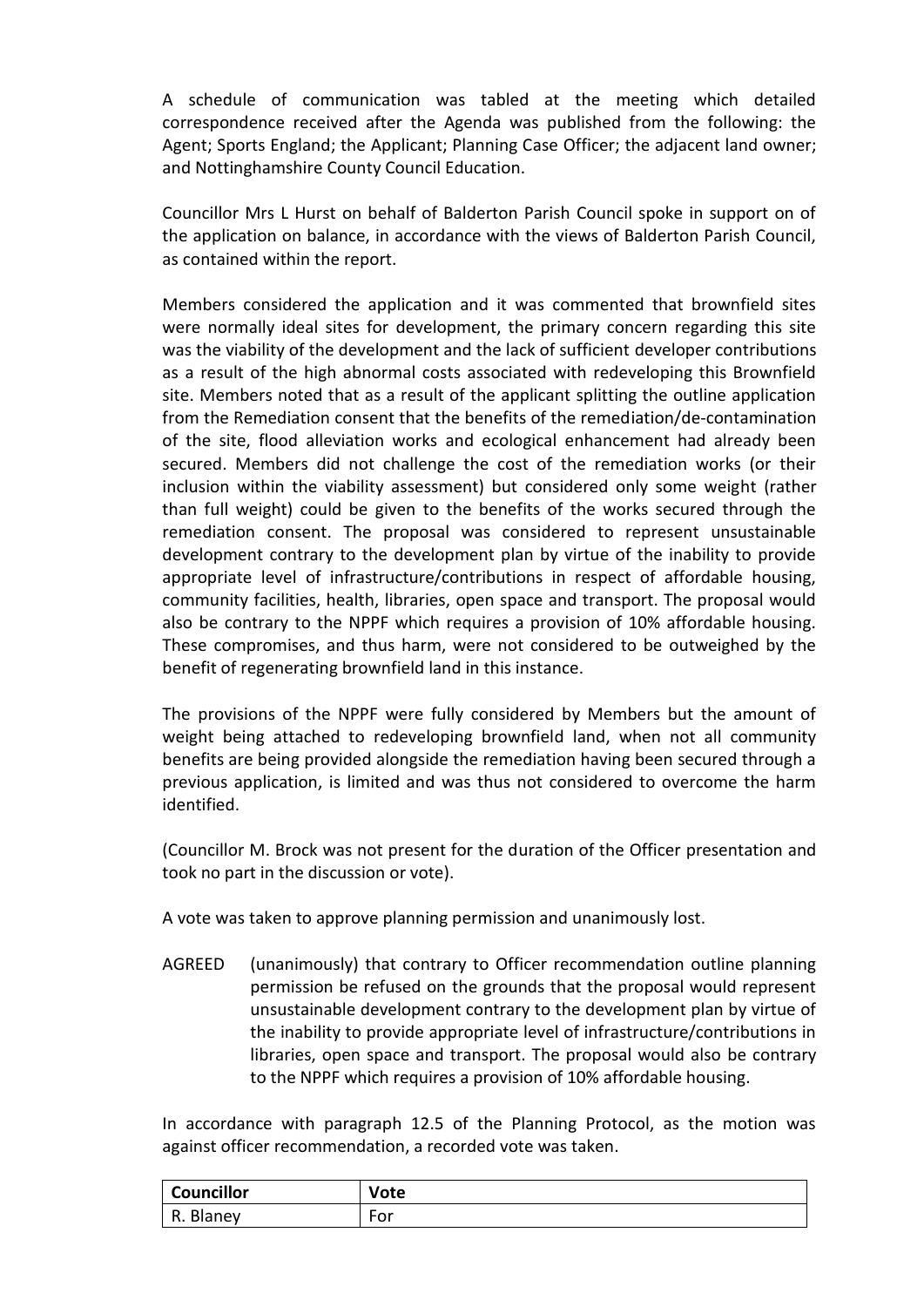A schedule of communication was tabled at the meeting which detailed correspondence received after the Agenda was published from the following: the Agent; Sports England; the Applicant; Planning Case Officer; the adjacent land owner; and Nottinghamshire County Council Education.

Councillor Mrs L Hurst on behalf of Balderton Parish Council spoke in support on of the application on balance, in accordance with the views of Balderton Parish Council, as contained within the report.

Members considered the application and it was commented that brownfield sites were normally ideal sites for development, the primary concern regarding this site was the viability of the development and the lack of sufficient developer contributions as a result of the high abnormal costs associated with redeveloping this Brownfield site. Members noted that as a result of the applicant splitting the outline application from the Remediation consent that the benefits of the remediation/de-contamination of the site, flood alleviation works and ecological enhancement had already been secured. Members did not challenge the cost of the remediation works (or their inclusion within the viability assessment) but considered only some weight (rather than full weight) could be given to the benefits of the works secured through the remediation consent. The proposal was considered to represent unsustainable development contrary to the development plan by virtue of the inability to provide appropriate level of infrastructure/contributions in respect of affordable housing, community facilities, health, libraries, open space and transport. The proposal would also be contrary to the NPPF which requires a provision of 10% affordable housing. These compromises, and thus harm, were not considered to be outweighed by the benefit of regenerating brownfield land in this instance.

The provisions of the NPPF were fully considered by Members but the amount of weight being attached to redeveloping brownfield land, when not all community benefits are being provided alongside the remediation having been secured through a previous application, is limited and was thus not considered to overcome the harm identified.

(Councillor M. Brock was not present for the duration of the Officer presentation and took no part in the discussion or vote).

A vote was taken to approve planning permission and unanimously lost.

AGREED (unanimously) that contrary to Officer recommendation outline planning permission be refused on the grounds that the proposal would represent unsustainable development contrary to the development plan by virtue of the inability to provide appropriate level of infrastructure/contributions in libraries, open space and transport. The proposal would also be contrary to the NPPF which requires a provision of 10% affordable housing.

In accordance with paragraph 12.5 of the Planning Protocol, as the motion was against officer recommendation, a recorded vote was taken.

| Councillor | Vote |
|---|---|
| R. Blaney | For |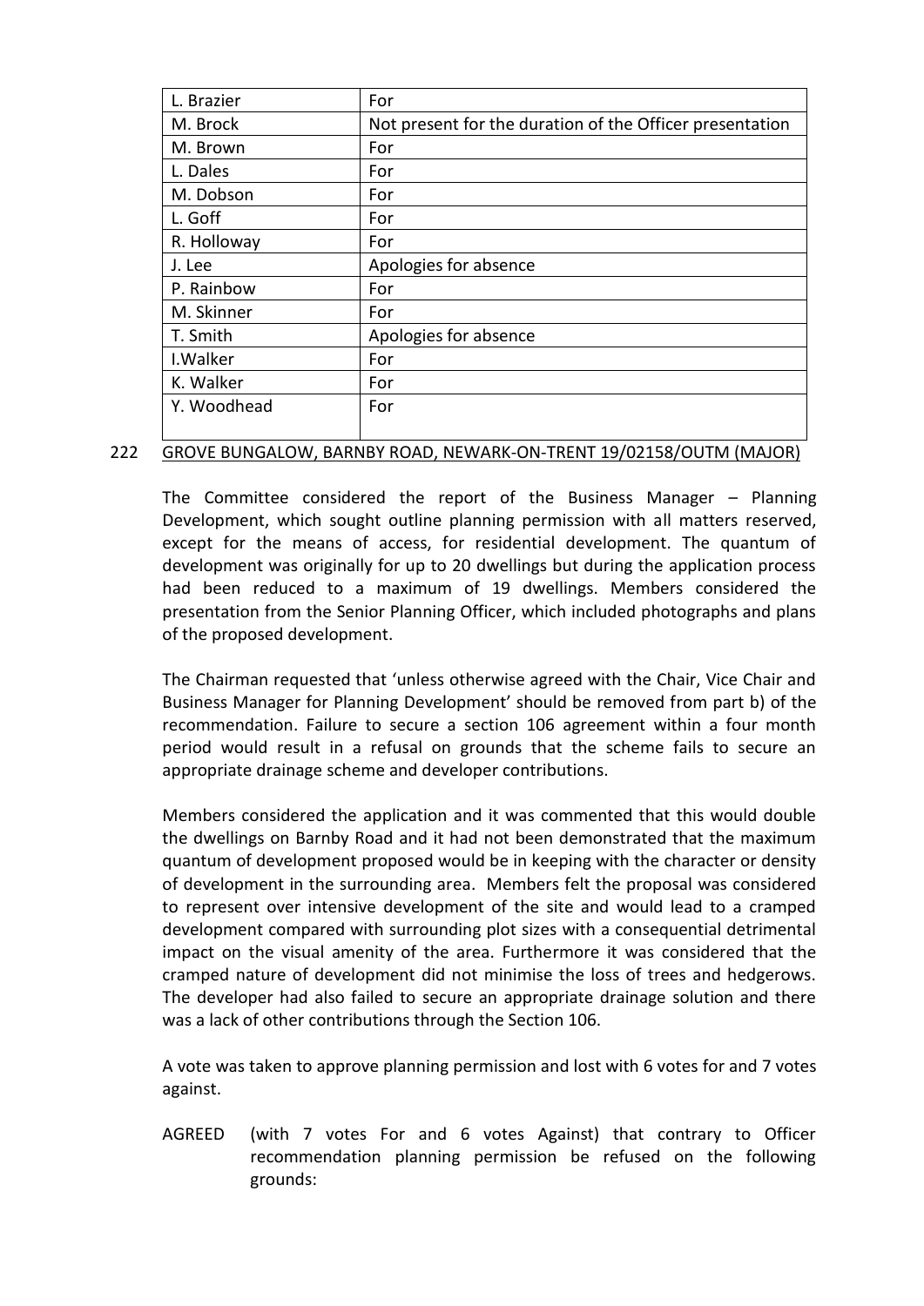| | |
|---|---|
| L. Brazier | For |
| M. Brock | Not present for the duration of the Officer presentation |
| M. Brown | For |
| L. Dales | For |
| M. Dobson | For |
| L. Goff | For |
| R. Holloway | For |
| J. Lee | Apologies for absence |
| P. Rainbow | For |
| M. Skinner | For |
| T. Smith | Apologies for absence |
| I.Walker | For |
| K. Walker | For |
| Y. Woodhead | For |

## 222 GROVE BUNGALOW, BARNBY ROAD, NEWARK-ON-TRENT 19/02158/OUTM (MAJOR)

The Committee considered the report of the Business Manager – Planning Development, which sought outline planning permission with all matters reserved, except for the means of access, for residential development. The quantum of development was originally for up to 20 dwellings but during the application process had been reduced to a maximum of 19 dwellings. Members considered the presentation from the Senior Planning Officer, which included photographs and plans of the proposed development.

The Chairman requested that 'unless otherwise agreed with the Chair, Vice Chair and Business Manager for Planning Development' should be removed from part b) of the recommendation. Failure to secure a section 106 agreement within a four month period would result in a refusal on grounds that the scheme fails to secure an appropriate drainage scheme and developer contributions.

Members considered the application and it was commented that this would double the dwellings on Barnby Road and it had not been demonstrated that the maximum quantum of development proposed would be in keeping with the character or density of development in the surrounding area. Members felt the proposal was considered to represent over intensive development of the site and would lead to a cramped development compared with surrounding plot sizes with a consequential detrimental impact on the visual amenity of the area. Furthermore it was considered that the cramped nature of development did not minimise the loss of trees and hedgerows. The developer had also failed to secure an appropriate drainage solution and there was a lack of other contributions through the Section 106.

A vote was taken to approve planning permission and lost with 6 votes for and 7 votes against.

AGREED (with 7 votes For and 6 votes Against) that contrary to Officer recommendation planning permission be refused on the following grounds: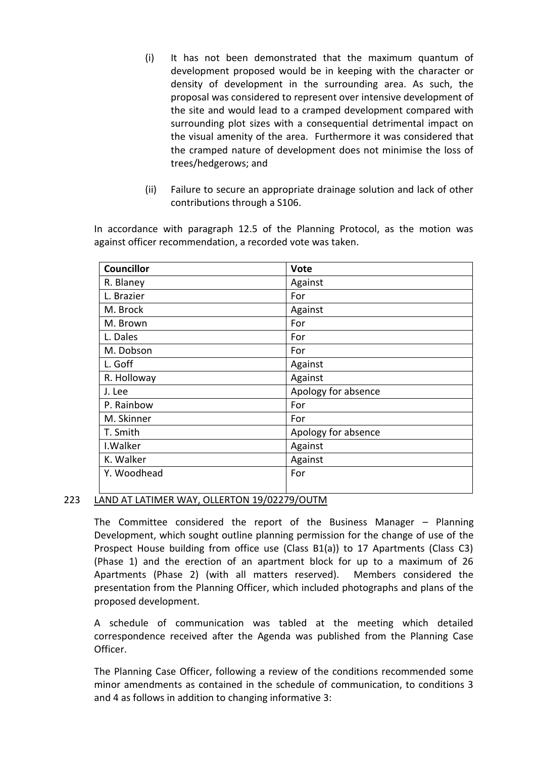(i) It has not been demonstrated that the maximum quantum of development proposed would be in keeping with the character or density of development in the surrounding area. As such, the proposal was considered to represent over intensive development of the site and would lead to a cramped development compared with surrounding plot sizes with a consequential detrimental impact on the visual amenity of the area. Furthermore it was considered that the cramped nature of development does not minimise the loss of trees/hedgerows; and

(ii) Failure to secure an appropriate drainage solution and lack of other contributions through a S106.

In accordance with paragraph 12.5 of the Planning Protocol, as the motion was against officer recommendation, a recorded vote was taken.

| Councillor | Vote |
|---|---|
| R. Blaney | Against |
| L. Brazier | For |
| M. Brock | Against |
| M. Brown | For |
| L. Dales | For |
| M. Dobson | For |
| L. Goff | Against |
| R. Holloway | Against |
| J. Lee | Apology for absence |
| P. Rainbow | For |
| M. Skinner | For |
| T. Smith | Apology for absence |
| I.Walker | Against |
| K. Walker | Against |
| Y. Woodhead | For |

## 223 LAND AT LATIMER WAY, OLLERTON 19/02279/OUTM

The Committee considered the report of the Business Manager – Planning Development, which sought outline planning permission for the change of use of the Prospect House building from office use (Class B1(a)) to 17 Apartments (Class C3) (Phase 1) and the erection of an apartment block for up to a maximum of 26 Apartments (Phase 2) (with all matters reserved). Members considered the presentation from the Planning Officer, which included photographs and plans of the proposed development.

A schedule of communication was tabled at the meeting which detailed correspondence received after the Agenda was published from the Planning Case Officer.

The Planning Case Officer, following a review of the conditions recommended some minor amendments as contained in the schedule of communication, to conditions 3 and 4 as follows in addition to changing informative 3: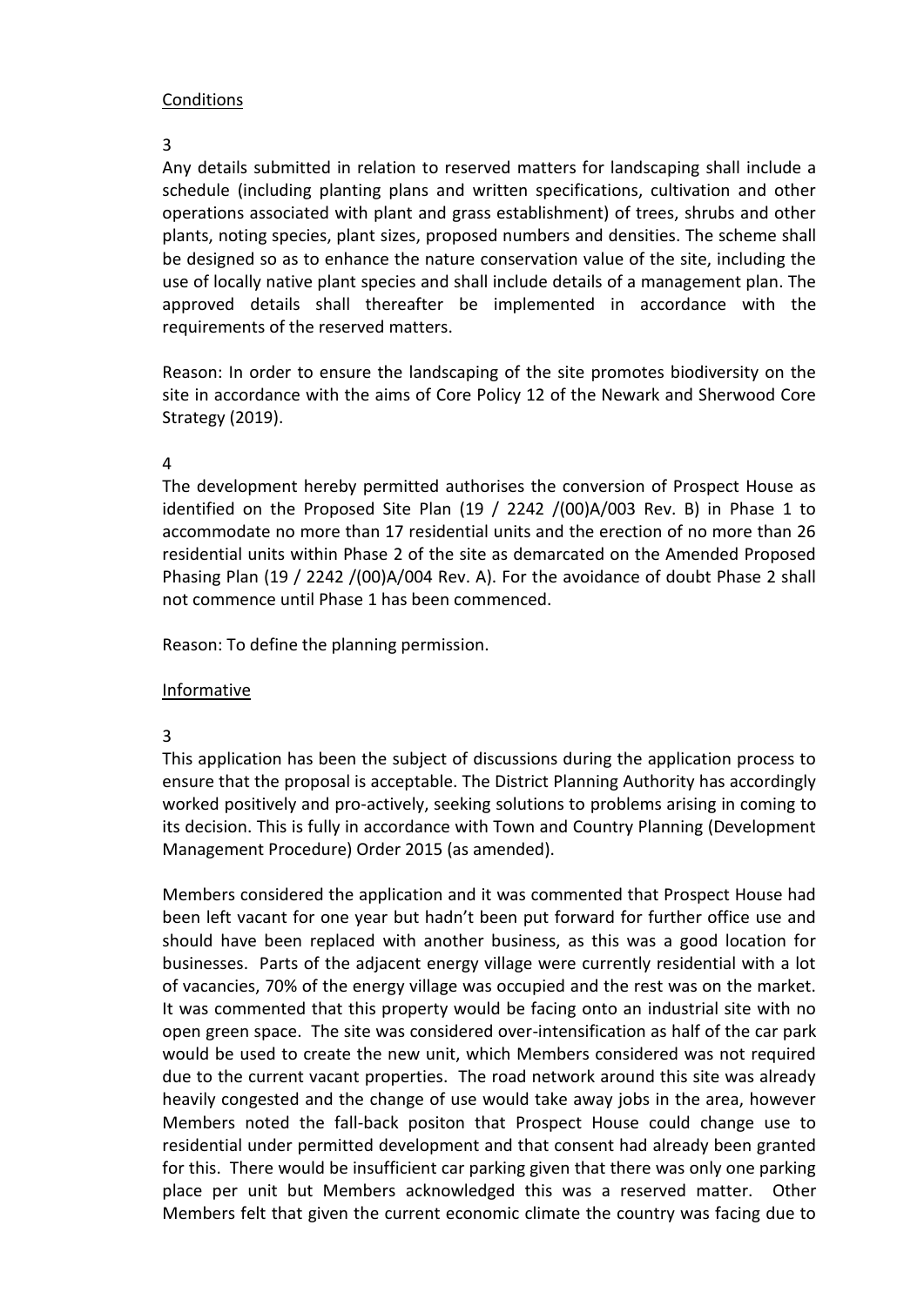Conditions

3

Any details submitted in relation to reserved matters for landscaping shall include a schedule (including planting plans and written specifications, cultivation and other operations associated with plant and grass establishment) of trees, shrubs and other plants, noting species, plant sizes, proposed numbers and densities. The scheme shall be designed so as to enhance the nature conservation value of the site, including the use of locally native plant species and shall include details of a management plan. The approved details shall thereafter be implemented in accordance with the requirements of the reserved matters.

Reason: In order to ensure the landscaping of the site promotes biodiversity on the site in accordance with the aims of Core Policy 12 of the Newark and Sherwood Core Strategy (2019).

4

The development hereby permitted authorises the conversion of Prospect House as identified on the Proposed Site Plan (19 / 2242 /(00)A/003 Rev. B) in Phase 1 to accommodate no more than 17 residential units and the erection of no more than 26 residential units within Phase 2 of the site as demarcated on the Amended Proposed Phasing Plan (19 / 2242 /(00)A/004 Rev. A). For the avoidance of doubt Phase 2 shall not commence until Phase 1 has been commenced.

Reason: To define the planning permission.

Informative

3

This application has been the subject of discussions during the application process to ensure that the proposal is acceptable. The District Planning Authority has accordingly worked positively and pro-actively, seeking solutions to problems arising in coming to its decision. This is fully in accordance with Town and Country Planning (Development Management Procedure) Order 2015 (as amended).

Members considered the application and it was commented that Prospect House had been left vacant for one year but hadn't been put forward for further office use and should have been replaced with another business, as this was a good location for businesses. Parts of the adjacent energy village were currently residential with a lot of vacancies, 70% of the energy village was occupied and the rest was on the market. It was commented that this property would be facing onto an industrial site with no open green space. The site was considered over-intensification as half of the car park would be used to create the new unit, which Members considered was not required due to the current vacant properties. The road network around this site was already heavily congested and the change of use would take away jobs in the area, however Members noted the fall-back positon that Prospect House could change use to residential under permitted development and that consent had already been granted for this. There would be insufficient car parking given that there was only one parking place per unit but Members acknowledged this was a reserved matter. Other Members felt that given the current economic climate the country was facing due to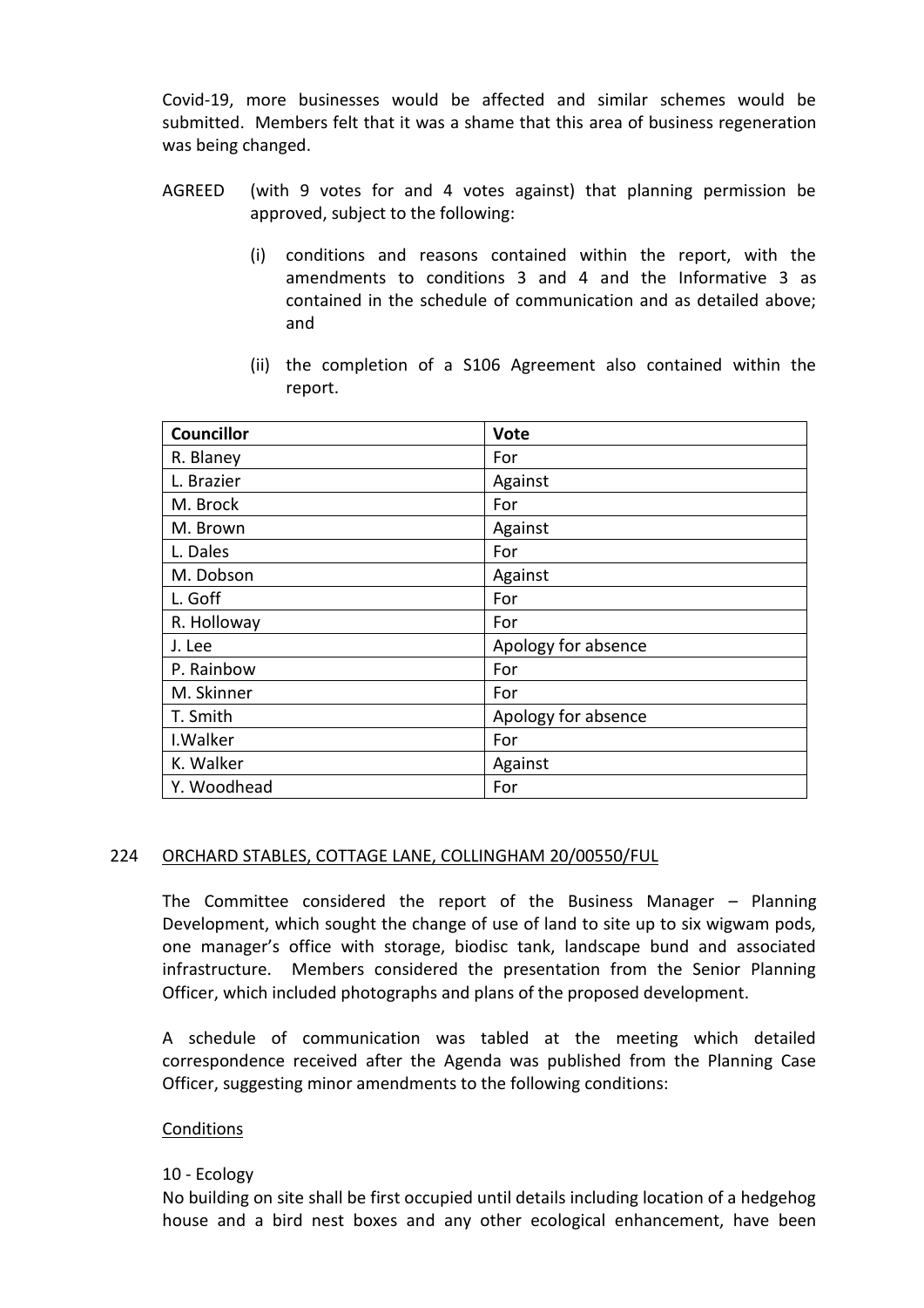Covid-19, more businesses would be affected and similar schemes would be submitted. Members felt that it was a shame that this area of business regeneration was being changed.

AGREED (with 9 votes for and 4 votes against) that planning permission be approved, subject to the following:

(i) conditions and reasons contained within the report, with the amendments to conditions 3 and 4 and the Informative 3 as contained in the schedule of communication and as detailed above; and

(ii) the completion of a S106 Agreement also contained within the report.

| Councillor | Vote |
|---|---|
| R. Blaney | For |
| L. Brazier | Against |
| M. Brock | For |
| M. Brown | Against |
| L. Dales | For |
| M. Dobson | Against |
| L. Goff | For |
| R. Holloway | For |
| J. Lee | Apology for absence |
| P. Rainbow | For |
| M. Skinner | For |
| T. Smith | Apology for absence |
| I.Walker | For |
| K. Walker | Against |
| Y. Woodhead | For |

## 224 ORCHARD STABLES, COTTAGE LANE, COLLINGHAM 20/00550/FUL

The Committee considered the report of the Business Manager – Planning Development, which sought the change of use of land to site up to six wigwam pods, one manager's office with storage, biodisc tank, landscape bund and associated infrastructure. Members considered the presentation from the Senior Planning Officer, which included photographs and plans of the proposed development.

A schedule of communication was tabled at the meeting which detailed correspondence received after the Agenda was published from the Planning Case Officer, suggesting minor amendments to the following conditions:

Conditions

10 - Ecology
No building on site shall be first occupied until details including location of a hedgehog house and a bird nest boxes and any other ecological enhancement, have been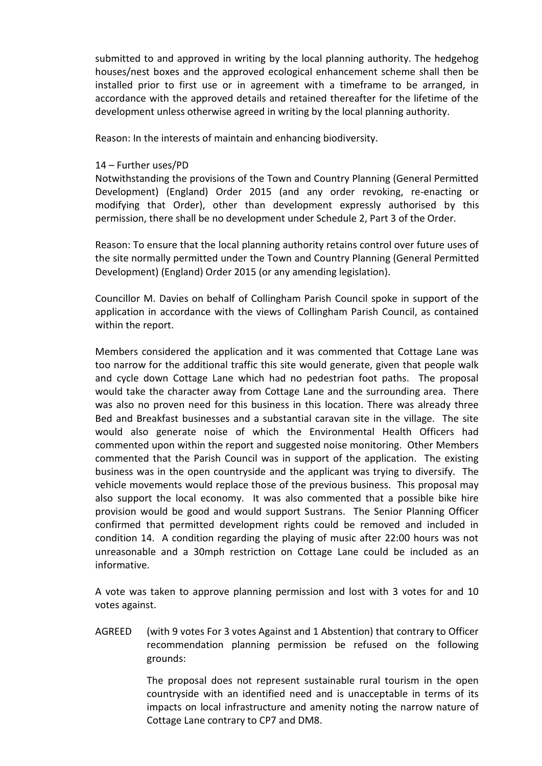submitted to and approved in writing by the local planning authority. The hedgehog houses/nest boxes and the approved ecological enhancement scheme shall then be installed prior to first use or in agreement with a timeframe to be arranged, in accordance with the approved details and retained thereafter for the lifetime of the development unless otherwise agreed in writing by the local planning authority.

Reason: In the interests of maintain and enhancing biodiversity.

14 – Further uses/PD

Notwithstanding the provisions of the Town and Country Planning (General Permitted Development) (England) Order 2015 (and any order revoking, re-enacting or modifying that Order), other than development expressly authorised by this permission, there shall be no development under Schedule 2, Part 3 of the Order.

Reason: To ensure that the local planning authority retains control over future uses of the site normally permitted under the Town and Country Planning (General Permitted Development) (England) Order 2015 (or any amending legislation).

Councillor M. Davies on behalf of Collingham Parish Council spoke in support of the application in accordance with the views of Collingham Parish Council, as contained within the report.

Members considered the application and it was commented that Cottage Lane was too narrow for the additional traffic this site would generate, given that people walk and cycle down Cottage Lane which had no pedestrian foot paths. The proposal would take the character away from Cottage Lane and the surrounding area. There was also no proven need for this business in this location. There was already three Bed and Breakfast businesses and a substantial caravan site in the village. The site would also generate noise of which the Environmental Health Officers had commented upon within the report and suggested noise monitoring. Other Members commented that the Parish Council was in support of the application. The existing business was in the open countryside and the applicant was trying to diversify. The vehicle movements would replace those of the previous business. This proposal may also support the local economy. It was also commented that a possible bike hire provision would be good and would support Sustrans. The Senior Planning Officer confirmed that permitted development rights could be removed and included in condition 14. A condition regarding the playing of music after 22:00 hours was not unreasonable and a 30mph restriction on Cottage Lane could be included as an informative.

A vote was taken to approve planning permission and lost with 3 votes for and 10 votes against.

AGREED (with 9 votes For 3 votes Against and 1 Abstention) that contrary to Officer recommendation planning permission be refused on the following grounds:

The proposal does not represent sustainable rural tourism in the open countryside with an identified need and is unacceptable in terms of its impacts on local infrastructure and amenity noting the narrow nature of Cottage Lane contrary to CP7 and DM8.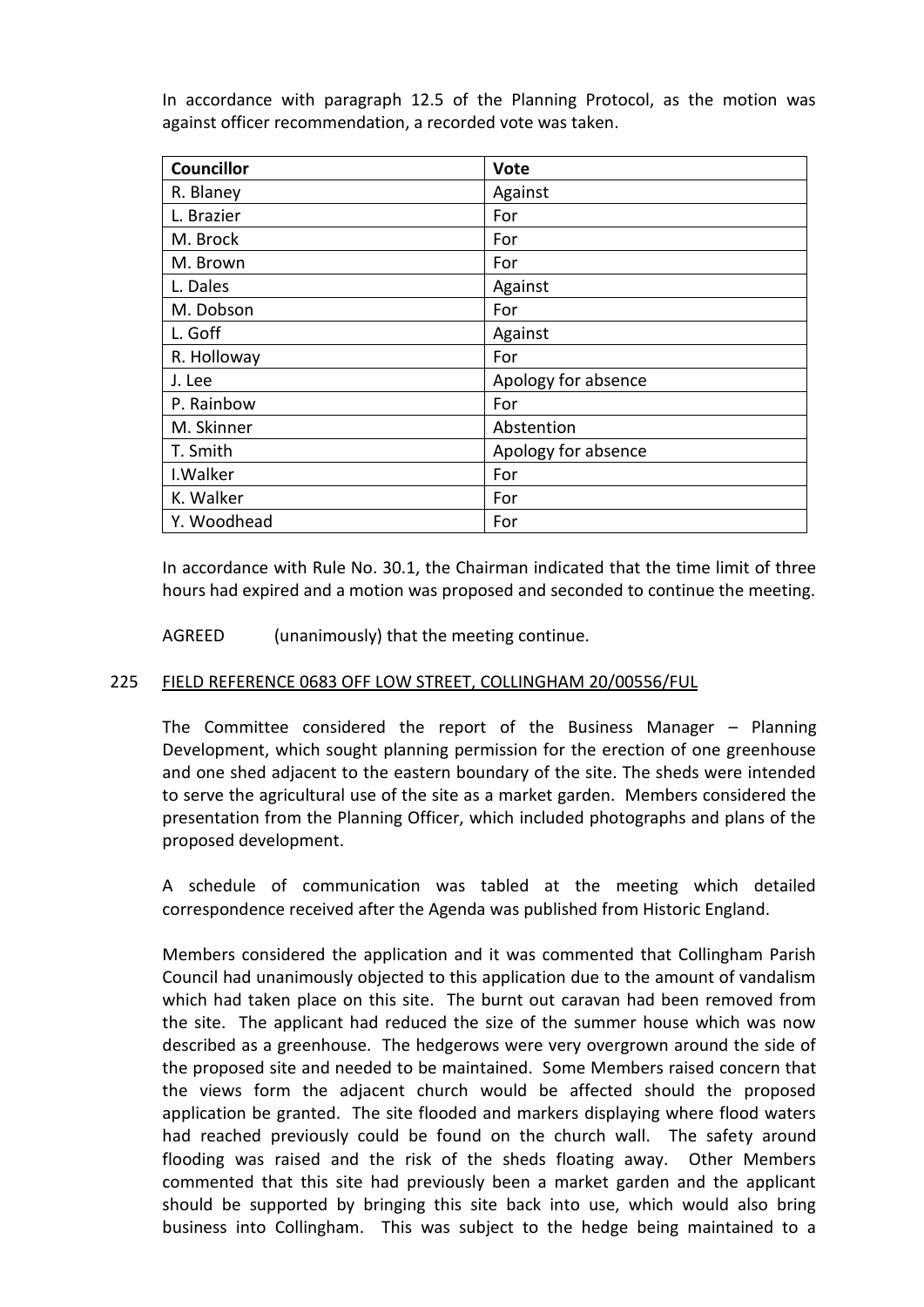In accordance with paragraph 12.5 of the Planning Protocol, as the motion was against officer recommendation, a recorded vote was taken.

| Councillor | Vote |
|---|---|
| R. Blaney | Against |
| L. Brazier | For |
| M. Brock | For |
| M. Brown | For |
| L. Dales | Against |
| M. Dobson | For |
| L. Goff | Against |
| R. Holloway | For |
| J. Lee | Apology for absence |
| P. Rainbow | For |
| M. Skinner | Abstention |
| T. Smith | Apology for absence |
| I.Walker | For |
| K. Walker | For |
| Y. Woodhead | For |

In accordance with Rule No. 30.1, the Chairman indicated that the time limit of three hours had expired and a motion was proposed and seconded to continue the meeting.

AGREED (unanimously) that the meeting continue.

## 225 FIELD REFERENCE 0683 OFF LOW STREET, COLLINGHAM 20/00556/FUL

The Committee considered the report of the Business Manager – Planning Development, which sought planning permission for the erection of one greenhouse and one shed adjacent to the eastern boundary of the site. The sheds were intended to serve the agricultural use of the site as a market garden. Members considered the presentation from the Planning Officer, which included photographs and plans of the proposed development.

A schedule of communication was tabled at the meeting which detailed correspondence received after the Agenda was published from Historic England.

Members considered the application and it was commented that Collingham Parish Council had unanimously objected to this application due to the amount of vandalism which had taken place on this site. The burnt out caravan had been removed from the site. The applicant had reduced the size of the summer house which was now described as a greenhouse. The hedgerows were very overgrown around the side of the proposed site and needed to be maintained. Some Members raised concern that the views form the adjacent church would be affected should the proposed application be granted. The site flooded and markers displaying where flood waters had reached previously could be found on the church wall. The safety around flooding was raised and the risk of the sheds floating away. Other Members commented that this site had previously been a market garden and the applicant should be supported by bringing this site back into use, which would also bring business into Collingham. This was subject to the hedge being maintained to a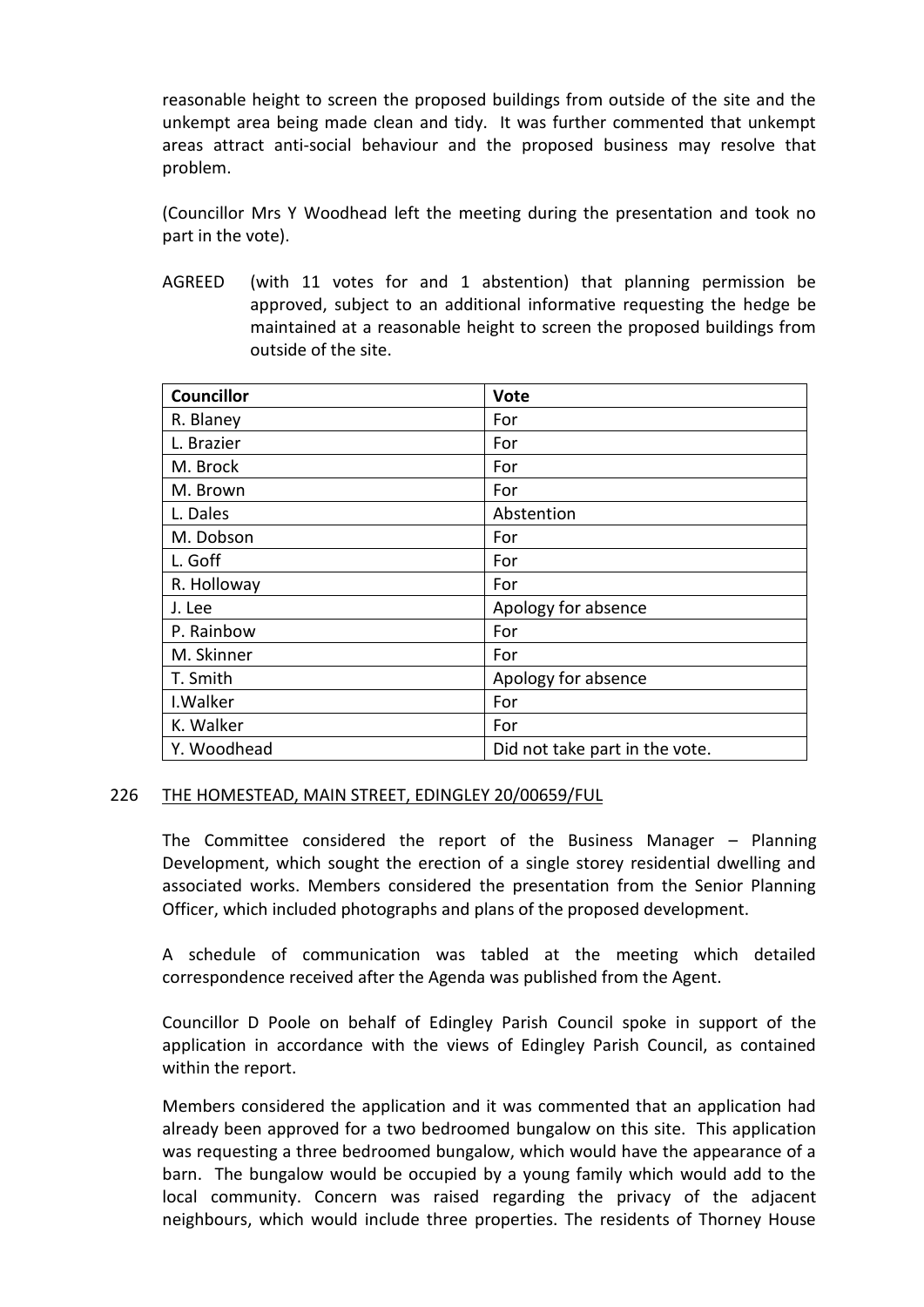reasonable height to screen the proposed buildings from outside of the site and the unkempt area being made clean and tidy. It was further commented that unkempt areas attract anti-social behaviour and the proposed business may resolve that problem.

(Councillor Mrs Y Woodhead left the meeting during the presentation and took no part in the vote).

AGREED (with 11 votes for and 1 abstention) that planning permission be approved, subject to an additional informative requesting the hedge be maintained at a reasonable height to screen the proposed buildings from outside of the site.

| Councillor | Vote |
|---|---|
| R. Blaney | For |
| L. Brazier | For |
| M. Brock | For |
| M. Brown | For |
| L. Dales | Abstention |
| M. Dobson | For |
| L. Goff | For |
| R. Holloway | For |
| J. Lee | Apology for absence |
| P. Rainbow | For |
| M. Skinner | For |
| T. Smith | Apology for absence |
| I.Walker | For |
| K. Walker | For |
| Y. Woodhead | Did not take part in the vote. |

## 226 THE HOMESTEAD, MAIN STREET, EDINGLEY 20/00659/FUL

The Committee considered the report of the Business Manager – Planning Development, which sought the erection of a single storey residential dwelling and associated works. Members considered the presentation from the Senior Planning Officer, which included photographs and plans of the proposed development.

A schedule of communication was tabled at the meeting which detailed correspondence received after the Agenda was published from the Agent.

Councillor D Poole on behalf of Edingley Parish Council spoke in support of the application in accordance with the views of Edingley Parish Council, as contained within the report.

Members considered the application and it was commented that an application had already been approved for a two bedroomed bungalow on this site. This application was requesting a three bedroomed bungalow, which would have the appearance of a barn. The bungalow would be occupied by a young family which would add to the local community. Concern was raised regarding the privacy of the adjacent neighbours, which would include three properties. The residents of Thorney House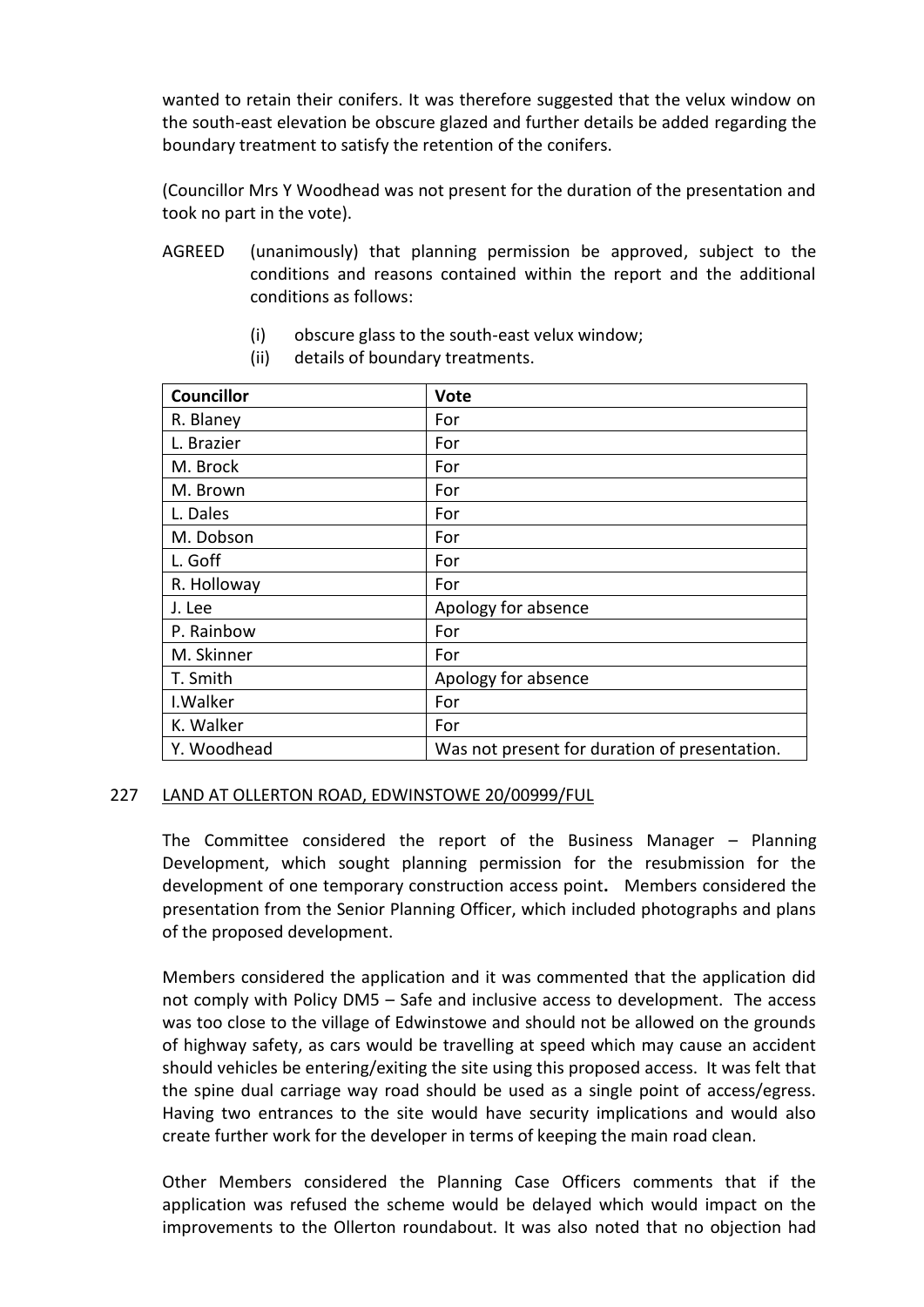wanted to retain their conifers. It was therefore suggested that the velux window on the south-east elevation be obscure glazed and further details be added regarding the boundary treatment to satisfy the retention of the conifers.

(Councillor Mrs Y Woodhead was not present for the duration of the presentation and took no part in the vote).

AGREED (unanimously) that planning permission be approved, subject to the conditions and reasons contained within the report and the additional conditions as follows:

(i) obscure glass to the south-east velux window;
(ii) details of boundary treatments.

| Councillor | Vote |
|---|---|
| R. Blaney | For |
| L. Brazier | For |
| M. Brock | For |
| M. Brown | For |
| L. Dales | For |
| M. Dobson | For |
| L. Goff | For |
| R. Holloway | For |
| J. Lee | Apology for absence |
| P. Rainbow | For |
| M. Skinner | For |
| T. Smith | Apology for absence |
| I.Walker | For |
| K. Walker | For |
| Y. Woodhead | Was not present for duration of presentation. |

## 227 LAND AT OLLERTON ROAD, EDWINSTOWE 20/00999/FUL

The Committee considered the report of the Business Manager – Planning Development, which sought planning permission for the resubmission for the development of one temporary construction access point. Members considered the presentation from the Senior Planning Officer, which included photographs and plans of the proposed development.

Members considered the application and it was commented that the application did not comply with Policy DM5 – Safe and inclusive access to development. The access was too close to the village of Edwinstowe and should not be allowed on the grounds of highway safety, as cars would be travelling at speed which may cause an accident should vehicles be entering/exiting the site using this proposed access. It was felt that the spine dual carriage way road should be used as a single point of access/egress. Having two entrances to the site would have security implications and would also create further work for the developer in terms of keeping the main road clean.

Other Members considered the Planning Case Officers comments that if the application was refused the scheme would be delayed which would impact on the improvements to the Ollerton roundabout. It was also noted that no objection had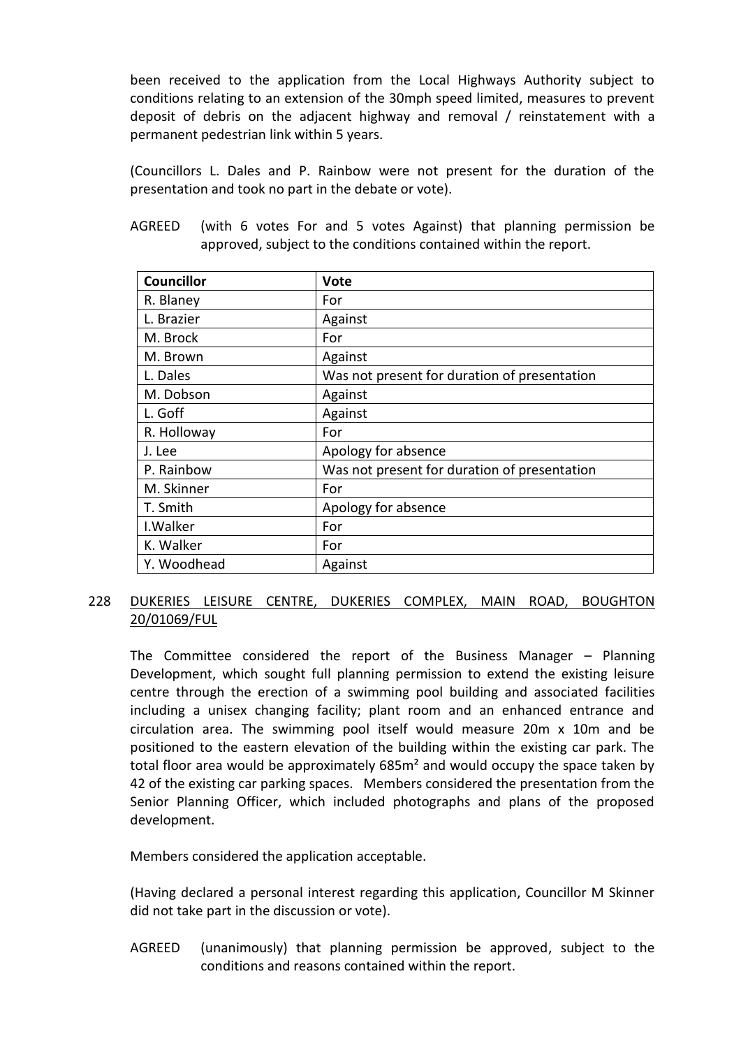been received to the application from the Local Highways Authority subject to conditions relating to an extension of the 30mph speed limited, measures to prevent deposit of debris on the adjacent highway and removal / reinstatement with a permanent pedestrian link within 5 years.

(Councillors L. Dales and P. Rainbow were not present for the duration of the presentation and took no part in the debate or vote).

AGREED (with 6 votes For and 5 votes Against) that planning permission be approved, subject to the conditions contained within the report.

| Councillor | Vote |
|---|---|
| R. Blaney | For |
| L. Brazier | Against |
| M. Brock | For |
| M. Brown | Against |
| L. Dales | Was not present for duration of presentation |
| M. Dobson | Against |
| L. Goff | Against |
| R. Holloway | For |
| J. Lee | Apology for absence |
| P. Rainbow | Was not present for duration of presentation |
| M. Skinner | For |
| T. Smith | Apology for absence |
| I.Walker | For |
| K. Walker | For |
| Y. Woodhead | Against |

## 228 DUKERIES LEISURE CENTRE, DUKERIES COMPLEX, MAIN ROAD, BOUGHTON 20/01069/FUL

The Committee considered the report of the Business Manager – Planning Development, which sought full planning permission to extend the existing leisure centre through the erection of a swimming pool building and associated facilities including a unisex changing facility; plant room and an enhanced entrance and circulation area. The swimming pool itself would measure 20m x 10m and be positioned to the eastern elevation of the building within the existing car park. The total floor area would be approximately 685m² and would occupy the space taken by 42 of the existing car parking spaces. Members considered the presentation from the Senior Planning Officer, which included photographs and plans of the proposed development.

Members considered the application acceptable.

(Having declared a personal interest regarding this application, Councillor M Skinner did not take part in the discussion or vote).

AGREED (unanimously) that planning permission be approved, subject to the conditions and reasons contained within the report.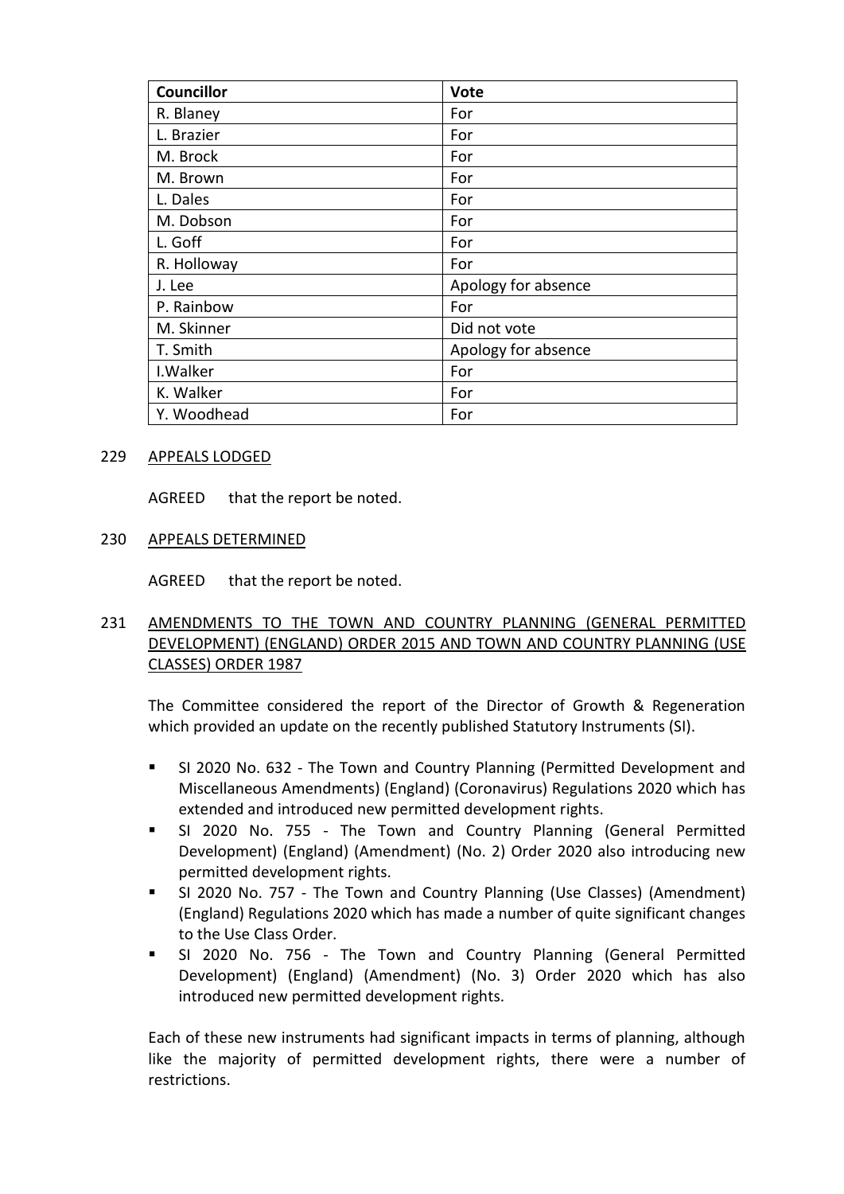| Councillor | Vote |
| --- | --- |
| R. Blaney | For |
| L. Brazier | For |
| M. Brock | For |
| M. Brown | For |
| L. Dales | For |
| M. Dobson | For |
| L. Goff | For |
| R. Holloway | For |
| J. Lee | Apology for absence |
| P. Rainbow | For |
| M. Skinner | Did not vote |
| T. Smith | Apology for absence |
| I.Walker | For |
| K. Walker | For |
| Y. Woodhead | For |

## 229 APPEALS LODGED

AGREED that the report be noted.

## 230 APPEALS DETERMINED

AGREED that the report be noted.

## 231 AMENDMENTS TO THE TOWN AND COUNTRY PLANNING (GENERAL PERMITTED DEVELOPMENT) (ENGLAND) ORDER 2015 AND TOWN AND COUNTRY PLANNING (USE CLASSES) ORDER 1987

The Committee considered the report of the Director of Growth & Regeneration which provided an update on the recently published Statutory Instruments (SI).

- SI 2020 No. 632 - The Town and Country Planning (Permitted Development and Miscellaneous Amendments) (England) (Coronavirus) Regulations 2020 which has extended and introduced new permitted development rights.
- SI 2020 No. 755 - The Town and Country Planning (General Permitted Development) (England) (Amendment) (No. 2) Order 2020 also introducing new permitted development rights.
- SI 2020 No. 757 - The Town and Country Planning (Use Classes) (Amendment) (England) Regulations 2020 which has made a number of quite significant changes to the Use Class Order.
- SI 2020 No. 756 - The Town and Country Planning (General Permitted Development) (England) (Amendment) (No. 3) Order 2020 which has also introduced new permitted development rights.

Each of these new instruments had significant impacts in terms of planning, although like the majority of permitted development rights, there were a number of restrictions.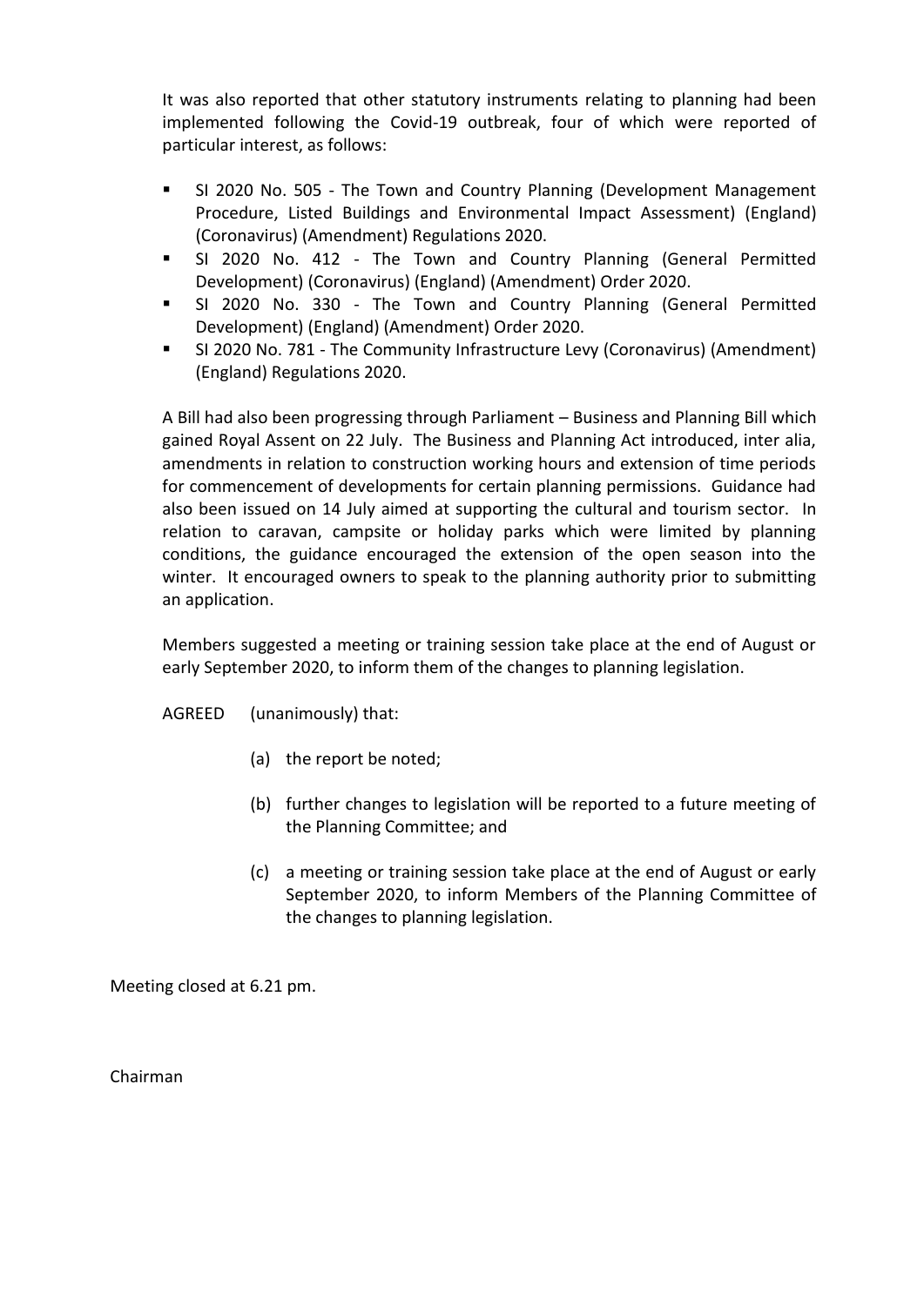It was also reported that other statutory instruments relating to planning had been implemented following the Covid-19 outbreak, four of which were reported of particular interest, as follows:

- SI 2020 No. 505 - The Town and Country Planning (Development Management Procedure, Listed Buildings and Environmental Impact Assessment) (England) (Coronavirus) (Amendment) Regulations 2020.
- SI 2020 No. 412 - The Town and Country Planning (General Permitted Development) (Coronavirus) (England) (Amendment) Order 2020.
- SI 2020 No. 330 - The Town and Country Planning (General Permitted Development) (England) (Amendment) Order 2020.
- SI 2020 No. 781 - The Community Infrastructure Levy (Coronavirus) (Amendment) (England) Regulations 2020.

A Bill had also been progressing through Parliament – Business and Planning Bill which gained Royal Assent on 22 July. The Business and Planning Act introduced, inter alia, amendments in relation to construction working hours and extension of time periods for commencement of developments for certain planning permissions. Guidance had also been issued on 14 July aimed at supporting the cultural and tourism sector. In relation to caravan, campsite or holiday parks which were limited by planning conditions, the guidance encouraged the extension of the open season into the winter. It encouraged owners to speak to the planning authority prior to submitting an application.

Members suggested a meeting or training session take place at the end of August or early September 2020, to inform them of the changes to planning legislation.

AGREED (unanimously) that:

(a) the report be noted;

(b) further changes to legislation will be reported to a future meeting of the Planning Committee; and

(c) a meeting or training session take place at the end of August or early September 2020, to inform Members of the Planning Committee of the changes to planning legislation.

Meeting closed at 6.21 pm.

Chairman